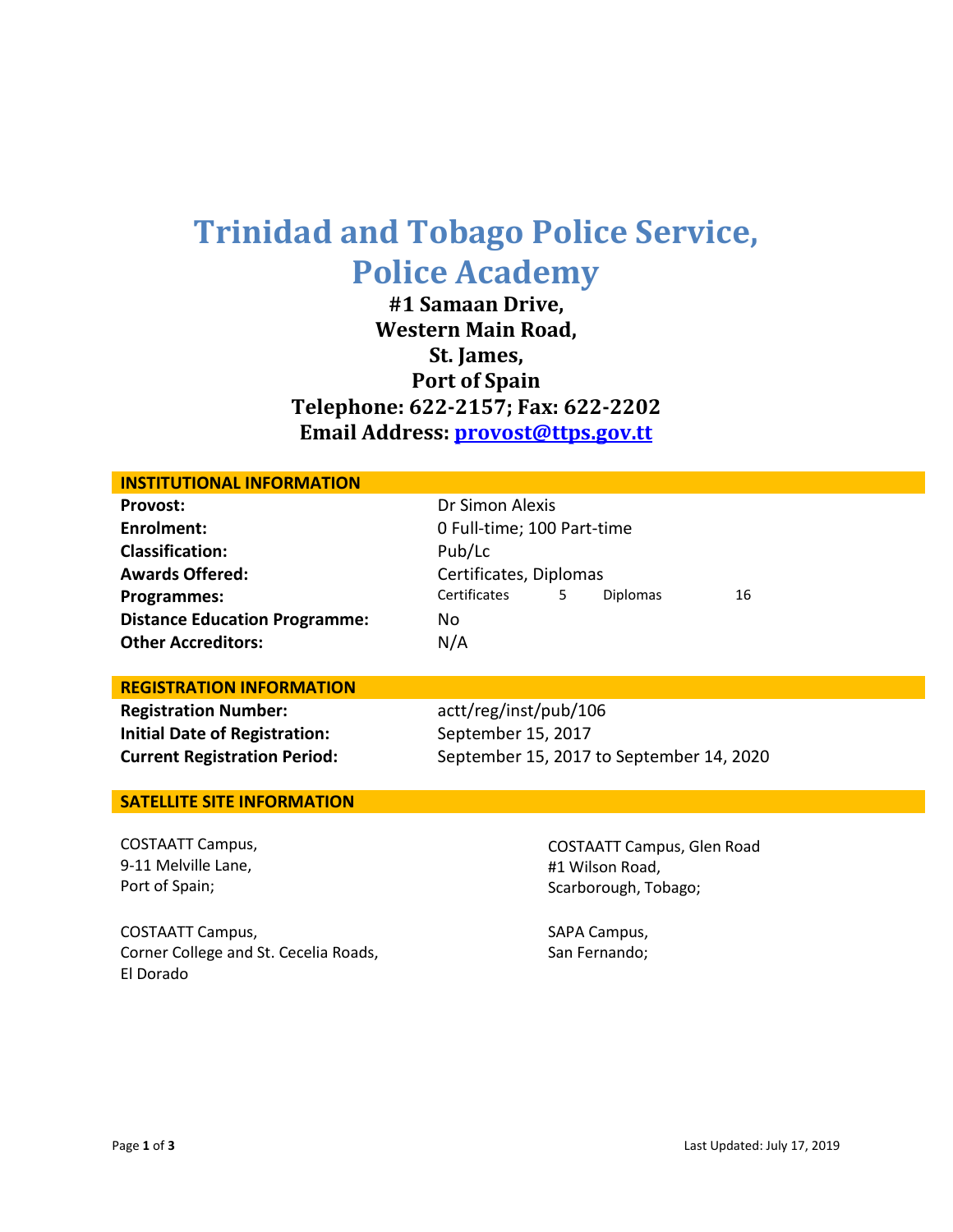# Trinidad and Tobago Police Service, Police Academy

**#1 Samaan Drive,**
**Western Main Road,**
**St. James,**
**Port of Spain**
**Telephone: 622-2157; Fax: 622-2202**
**Email Address: provost@ttps.gov.tt**

## INSTITUTIONAL INFORMATION

| | |
|---|---|
| **Provost:** | Dr Simon Alexis |
| **Enrolment:** | 0 Full-time; 100 Part-time |
| **Classification:** | Pub/Lc |
| **Awards Offered:** | Certificates, Diplomas |
| **Programmes:** | Certificates 5 Diplomas 16 |
| **Distance Education Programme:** | No |
| **Other Accreditors:** | N/A |

## REGISTRATION INFORMATION

| | |
|---|---|
| **Registration Number:** | actt/reg/inst/pub/106 |
| **Initial Date of Registration:** | September 15, 2017 |
| **Current Registration Period:** | September 15, 2017 to September 14, 2020 |

## SATELLITE SITE INFORMATION

COSTAATT Campus,
9-11 Melville Lane,
Port of Spain;

COSTAATT Campus,
Corner College and St. Cecelia Roads,
El Dorado

COSTAATT Campus, Glen Road
#1 Wilson Road,
Scarborough, Tobago;

SAPA Campus,
San Fernando;

Last Updated: July 17, 2019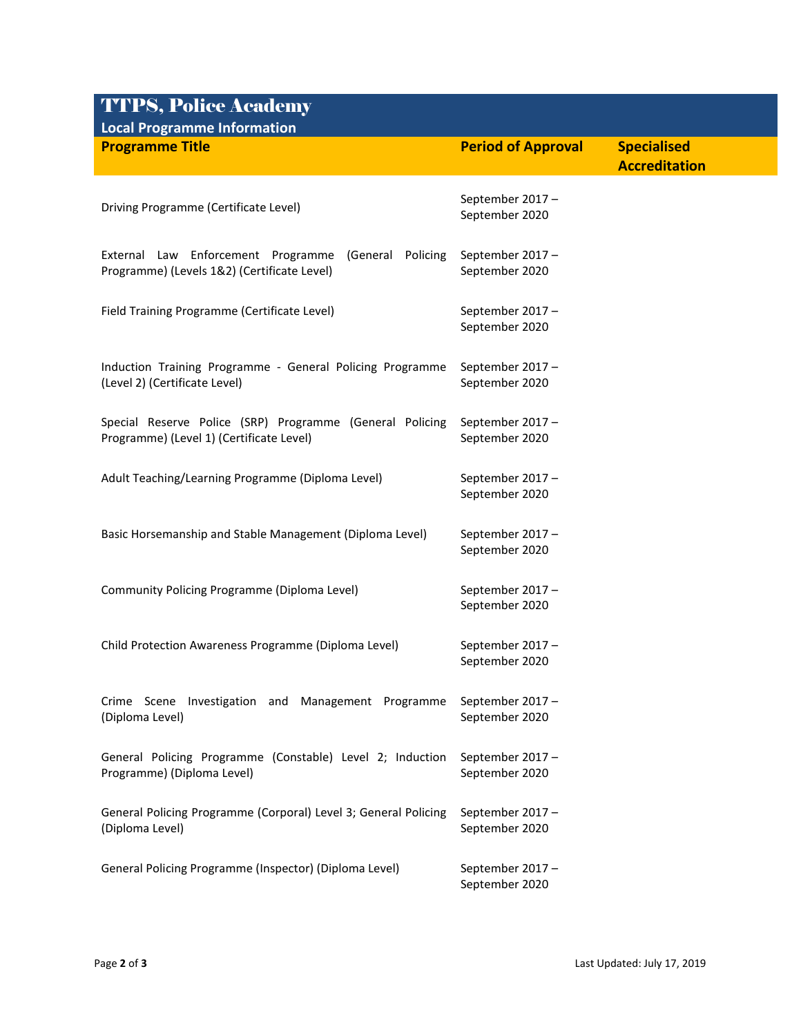## TTPS, Police Academy

### Local Programme Information

| Programme Title | Period of Approval | Specialised Accreditation |
|---|---|---|
| Driving Programme (Certificate Level) | September 2017 – September 2020 | |
| External Law Enforcement Programme (General Policing Programme) (Levels 1&2) (Certificate Level) | September 2017 – September 2020 | |
| Field Training Programme (Certificate Level) | September 2017 – September 2020 | |
| Induction Training Programme - General Policing Programme (Level 2) (Certificate Level) | September 2017 – September 2020 | |
| Special Reserve Police (SRP) Programme (General Policing Programme) (Level 1) (Certificate Level) | September 2017 – September 2020 | |
| Adult Teaching/Learning Programme (Diploma Level) | September 2017 – September 2020 | |
| Basic Horsemanship and Stable Management (Diploma Level) | September 2017 – September 2020 | |
| Community Policing Programme (Diploma Level) | September 2017 – September 2020 | |
| Child Protection Awareness Programme (Diploma Level) | September 2017 – September 2020 | |
| Crime Scene Investigation and Management Programme (Diploma Level) | September 2017 – September 2020 | |
| General Policing Programme (Constable) Level 2; Induction Programme) (Diploma Level) | September 2017 – September 2020 | |
| General Policing Programme (Corporal) Level 3; General Policing (Diploma Level) | September 2017 – September 2020 | |
| General Policing Programme (Inspector) (Diploma Level) | September 2017 – September 2020 | |

Last Updated: July 17, 2019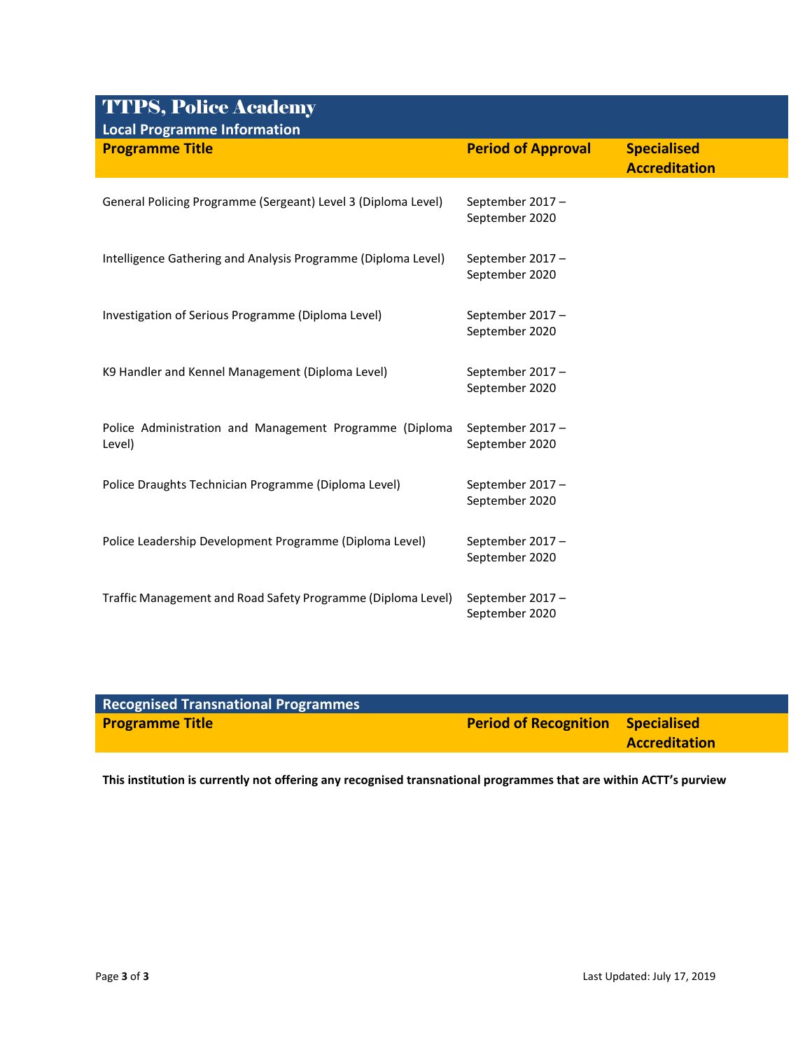# TTPS, Police Academy

## Local Programme Information

| Programme Title | Period of Approval | Specialised Accreditation |
|---|---|---|
| General Policing Programme (Sergeant) Level 3 (Diploma Level) | September 2017 – September 2020 | |
| Intelligence Gathering and Analysis Programme (Diploma Level) | September 2017 – September 2020 | |
| Investigation of Serious Programme (Diploma Level) | September 2017 – September 2020 | |
| K9 Handler and Kennel Management (Diploma Level) | September 2017 – September 2020 | |
| Police Administration and Management Programme (Diploma Level) | September 2017 – September 2020 | |
| Police Draughts Technician Programme (Diploma Level) | September 2017 – September 2020 | |
| Police Leadership Development Programme (Diploma Level) | September 2017 – September 2020 | |
| Traffic Management and Road Safety Programme (Diploma Level) | September 2017 – September 2020 | |

## Recognised Transnational Programmes

| Programme Title | Period of Recognition | Specialised Accreditation |
|---|---|---|

**This institution is currently not offering any recognised transnational programmes that are within ACTT's purview**

Last Updated: July 17, 2019